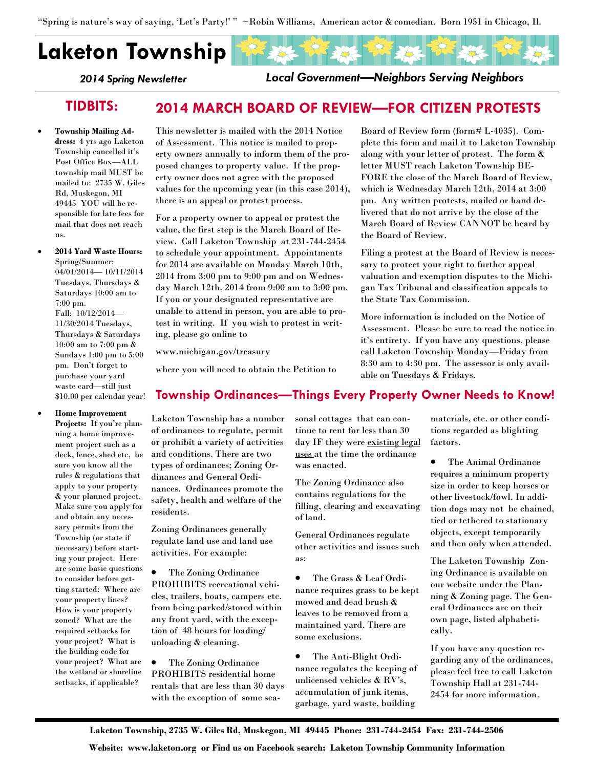"Spring is nature's way of saying, 'Let's Party!' " ~Robin Williams, American actor & comedian. Born 1951 in Chicago, Il.

# Laketon Township

*2014 Spring Newsletter*

*Local Government—Neighbors Serving Neighbors*

## TIDBITS:

- **Township Mailing Address:** 4 yrs ago Laketon Township cancelled it's Post Office Box—ALL township mail MUST be mailed to: 2735 W. Giles Rd, Muskegon, MI 49445 YOU will be responsible for late fees for mail that does not reach us.
- **2014 Yard Waste Hours:** Spring/Summer: 04/01/2014— 10/11/2014 Tuesdays, Thursdays & Saturdays 10:00 am to 7:00 pm. Fall: 10/12/2014—11/30/2014 Tuesdays, Thursdays & Saturdays 10:00 am to 7:00 pm & Sundays 1:00 pm to 5:00 pm. Don't forget to purchase your yard waste card—still just $10.00 per calendar year!
- **Home Improvement Projects:** If you're planning a home improvement project such as a deck, fence, shed etc, be sure you know all the rules & regulations that apply to your property & your planned project. Make sure you apply for and obtain any necessary permits from the Township (or state if necessary) before starting your project. Here are some basic questions to consider before getting started: Where are your property lines? How is your property zoned? What are the required setbacks for your project? What is the building code for your project? What are the wetland or shoreline setbacks, if applicable?

## 2014 MARCH BOARD OF REVIEW—FOR CITIZEN PROTESTS

This newsletter is mailed with the 2014 Notice of Assessment. This notice is mailed to property owners annually to inform them of the proposed changes to property value. If the property owner does not agree with the proposed values for the upcoming year (in this case 2014), there is an appeal or protest process.

For a property owner to appeal or protest the value, the first step is the March Board of Review. Call Laketon Township at 231-744-2454 to schedule your appointment. Appointments for 2014 are available on Monday March 10th, 2014 from 3:00 pm to 9:00 pm and on Wednesday March 12th, 2014 from 9:00 am to 3:00 pm. If you or your designated representative are unable to attend in person, you are able to protest in writing. If you wish to protest in writing, please go online to

www.michigan.gov/treasury

where you will need to obtain the Petition to Board of Review form (form# L-4035). Complete this form and mail it to Laketon Township along with your letter of protest. The form & letter MUST reach Laketon Township BEFORE the close of the March Board of Review, which is Wednesday March 12th, 2014 at 3:00 pm. Any written protests, mailed or hand delivered that do not arrive by the close of the March Board of Review CANNOT be heard by the Board of Review.

Filing a protest at the Board of Review is necessary to protect your right to further appeal valuation and exemption disputes to the Michigan Tax Tribunal and classification appeals to the State Tax Commission.

More information is included on the Notice of Assessment. Please be sure to read the notice in it's entirety. If you have any questions, please call Laketon Township Monday—Friday from 8:30 am to 4:30 pm. The assessor is only available on Tuesdays & Fridays.

## Township Ordinances—Things Every Property Owner Needs to Know!

Laketon Township has a number of ordinances to regulate, permit or prohibit a variety of activities and conditions. There are two types of ordinances; Zoning Ordinances and General Ordinances. Ordinances promote the safety, health and welfare of the residents.

Zoning Ordinances generally regulate land use and land use activities. For example:

- The Zoning Ordinance PROHIBITS recreational vehicles, trailers, boats, campers etc. from being parked/stored within any front yard, with the exception of 48 hours for loading/unloading & cleaning.
- The Zoning Ordinance PROHIBITS residential home rentals that are less than 30 days with the exception of some seasonal cottages that can continue to rent for less than 30 day IF they were existing legal uses at the time the ordinance was enacted.

The Zoning Ordinance also contains regulations for the filling, clearing and excavating of land.

General Ordinances regulate other activities and issues such as:

- The Grass & Leaf Ordinance requires grass to be kept mowed and dead brush & leaves to be removed from a maintained yard. There are some exclusions.
- The Anti-Blight Ordinance regulates the keeping of unlicensed vehicles & RV's, accumulation of junk items, garbage, yard waste, building materials, etc. or other conditions regarded as blighting factors.
- The Animal Ordinance requires a minimum property size in order to keep horses or other livestock/fowl. In addition dogs may not be chained, tied or tethered to stationary objects, except temporarily and then only when attended.

The Laketon Township Zoning Ordinance is available on our website under the Planning & Zoning page. The General Ordinances are on their own page, listed alphabetically.

If you have any question regarding any of the ordinances, please feel free to call Laketon Township Hall at 231-744-2454 for more information.

**Laketon Township, 2735 W. Giles Rd, Muskegon, MI 49445 Phone: 231-744-2454 Fax: 231-744-2506**

**Website: www.laketon.org or Find us on Facebook search: Laketon Township Community Information**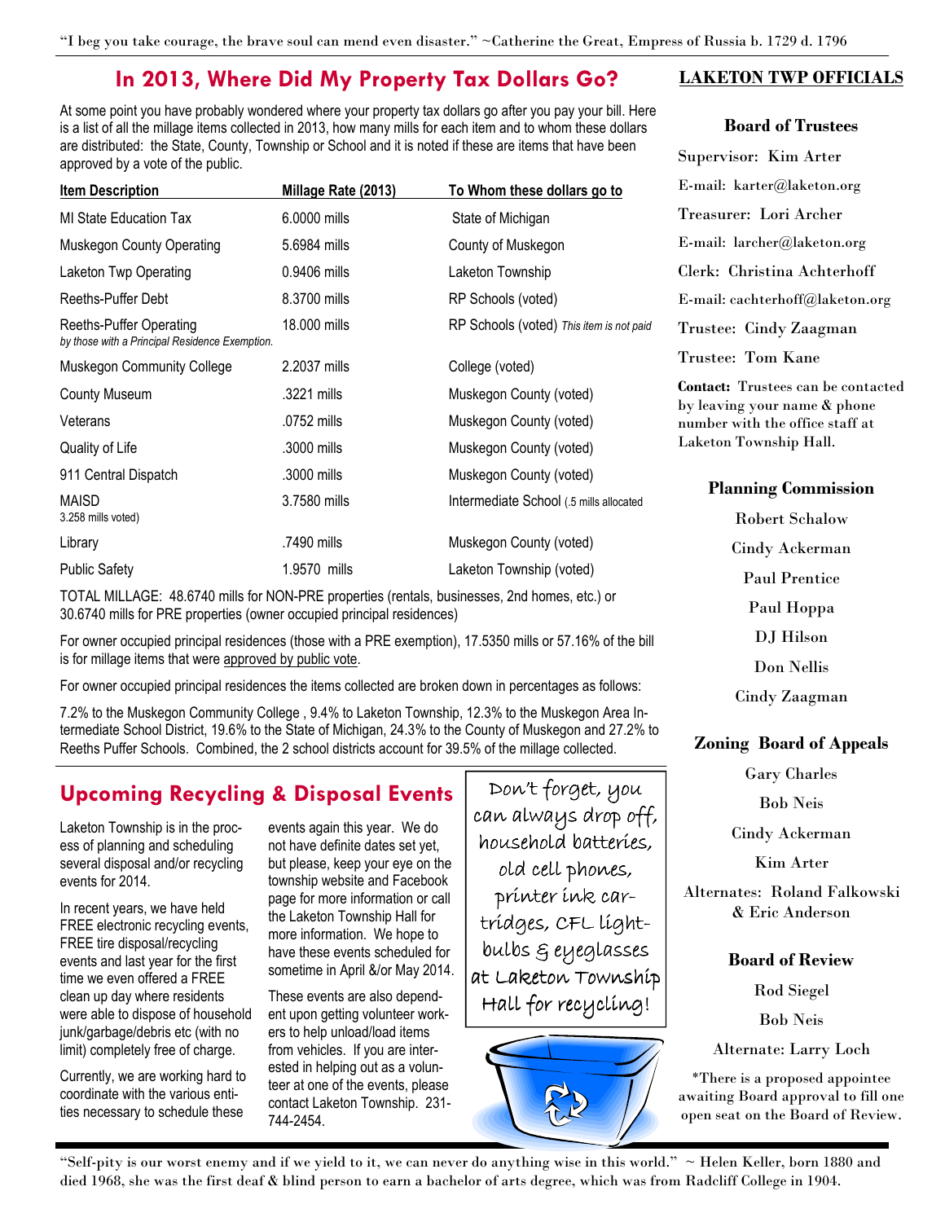"I beg you take courage, the brave soul can mend even disaster." ~Catherine the Great, Empress of Russia b. 1729 d. 1796

## In 2013, Where Did My Property Tax Dollars Go?

At some point you have probably wondered where your property tax dollars go after you pay your bill. Here is a list of all the millage items collected in 2013, how many mills for each item and to whom these dollars are distributed: the State, County, Township or School and it is noted if these are items that have been approved by a vote of the public.

| Item Description | Millage Rate (2013) | To Whom these dollars go to |
|---|---|---|
| MI State Education Tax | 6.0000 mills | State of Michigan |
| Muskegon County Operating | 5.6984 mills | County of Muskegon |
| Laketon Twp Operating | 0.9406 mills | Laketon Township |
| Reeths-Puffer Debt | 8.3700 mills | RP Schools (voted) |
| Reeths-Puffer Operating *by those with a Principal Residence Exemption.* | 18.000 mills | RP Schools (voted) *This item is not paid* |
| Muskegon Community College | 2.2037 mills | College (voted) |
| County Museum | .3221 mills | Muskegon County (voted) |
| Veterans | .0752 mills | Muskegon County (voted) |
| Quality of Life | .3000 mills | Muskegon County (voted) |
| 911 Central Dispatch | .3000 mills | Muskegon County (voted) |
| MAISD 3.258 mills voted) | 3.7580 mills | Intermediate School (.5 mills allocated |
| Library | .7490 mills | Muskegon County (voted) |
| Public Safety | 1.9570 mills | Laketon Township (voted) |

TOTAL MILLAGE: 48.6740 mills for NON-PRE properties (rentals, businesses, 2nd homes, etc.) or 30.6740 mills for PRE properties (owner occupied principal residences)

For owner occupied principal residences (those with a PRE exemption), 17.5350 mills or 57.16% of the bill is for millage items that were approved by public vote.

For owner occupied principal residences the items collected are broken down in percentages as follows:

7.2% to the Muskegon Community College , 9.4% to Laketon Township, 12.3% to the Muskegon Area Intermediate School District, 19.6% to the State of Michigan, 24.3% to the County of Muskegon and 27.2% to Reeths Puffer Schools. Combined, the 2 school districts account for 39.5% of the millage collected.

## Upcoming Recycling & Disposal Events

Laketon Township is in the process of planning and scheduling several disposal and/or recycling events for 2014.

In recent years, we have held FREE electronic recycling events, FREE tire disposal/recycling events and last year for the first time we even offered a FREE clean up day where residents were able to dispose of household junk/garbage/debris etc (with no limit) completely free of charge.

Currently, we are working hard to coordinate with the various entities necessary to schedule these events again this year. We do not have definite dates set yet, but please, keep your eye on the township website and Facebook page for more information or call the Laketon Township Hall for more information. We hope to have these events scheduled for sometime in April &/or May 2014.

These events are also dependent upon getting volunteer workers to help unload/load items from vehicles. If you are interested in helping out as a volunteer at one of the events, please contact Laketon Township. 231-744-2454.

Don't forget, you can always drop off, household batteries, old cell phones, printer ink cartridges, CFL lightbulbs & eyeglasses at Laketon Township Hall for recycling!

## LAKETON TWP OFFICIALS

### Board of Trustees

Supervisor: Kim Arter

E-mail: karter@laketon.org

Treasurer: Lori Archer

E-mail: larcher@laketon.org

Clerk: Christina Achterhoff

E-mail: cachterhoff@laketon.org

Trustee: Cindy Zaagman

Trustee: Tom Kane

**Contact:** Trustees can be contacted by leaving your name & phone number with the office staff at Laketon Township Hall.

### Planning Commission

Robert Schalow

Cindy Ackerman

Paul Prentice

Paul Hoppa

DJ Hilson

Don Nellis

Cindy Zaagman

### Zoning Board of Appeals

Gary Charles

Bob Neis

Cindy Ackerman

Kim Arter

Alternates: Roland Falkowski & Eric Anderson

### Board of Review

Rod Siegel

Bob Neis

Alternate: Larry Loch

*There is a proposed appointee awaiting Board approval to fill one open seat on the Board of Review.

"Self-pity is our worst enemy and if we yield to it, we can never do anything wise in this world." ~ Helen Keller, born 1880 and died 1968, she was the first deaf & blind person to earn a bachelor of arts degree, which was from Radcliff College in 1904.